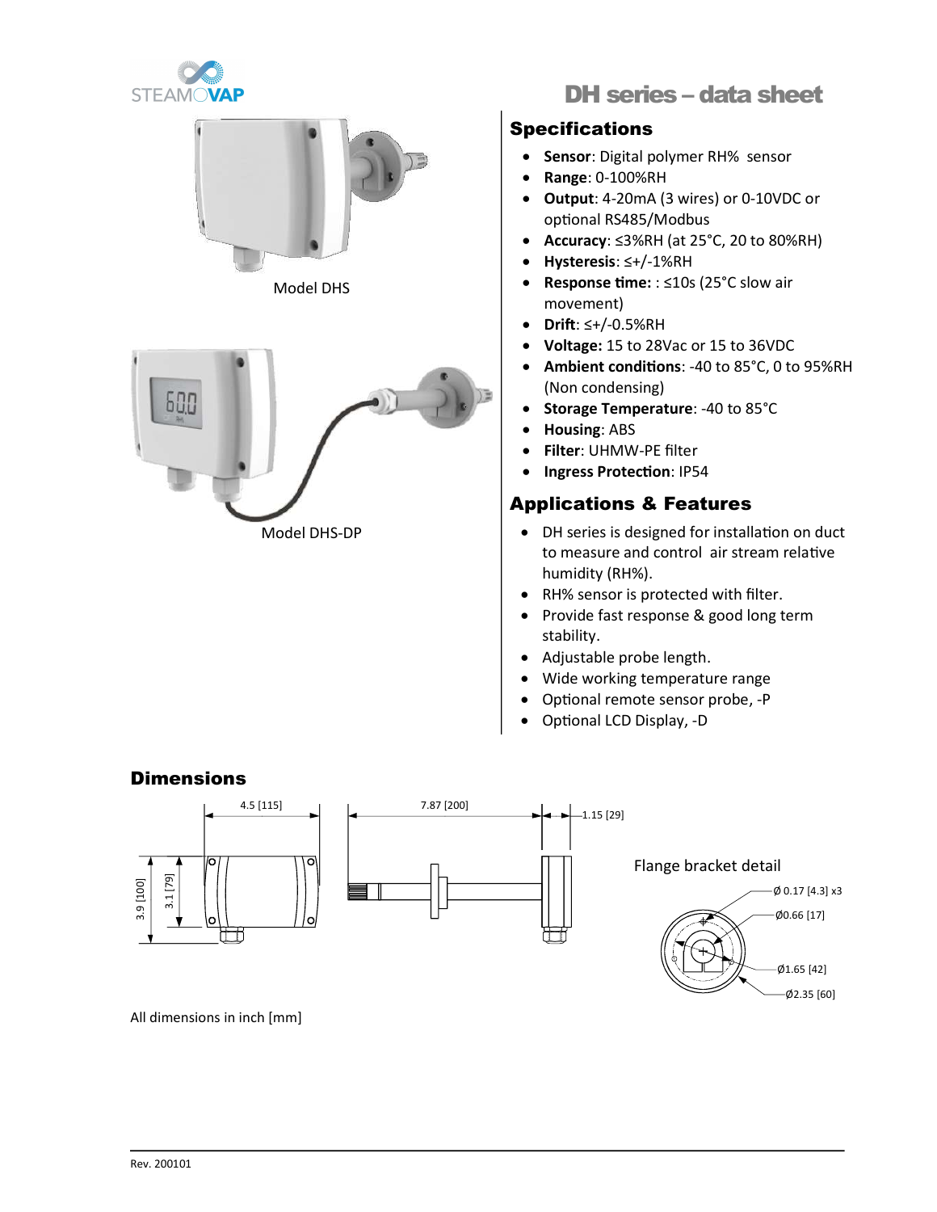STEAMOVAP

# DH series – data sheet

Model DHS

Model DHS-DP

## Specifications

- **Sensor**: Digital polymer RH% sensor
- **Range**: 0-100%RH
- **Output**: 4-20mA (3 wires) or 0-10VDC or optional RS485/Modbus
- **Accuracy**: ≤3%RH (at 25°C, 20 to 80%RH)
- **Hysteresis**: ≤+/-1%RH
- **Response time:** : ≤10s (25°C slow air movement)
- **Drift**: ≤+/-0.5%RH
- **Voltage:** 15 to 28Vac or 15 to 36VDC
- **Ambient conditions**: -40 to 85°C, 0 to 95%RH (Non condensing)
- **Storage Temperature**: -40 to 85°C
- **Housing**: ABS
- **Filter**: UHMW-PE filter
- **Ingress Protection**: IP54

## Applications & Features

- DH series is designed for installation on duct to measure and control air stream relative humidity (RH%).
- RH% sensor is protected with filter.
- Provide fast response & good long term stability.
- Adjustable probe length.
- Wide working temperature range
- Optional remote sensor probe, -P
- Optional LCD Display, -D

## Dimensions

4.5 [115] | 3.9 [100] | 3.1 [79] | 7.87 [200] | 1.15 [29]

Flange bracket detail

Ø 0.17 [4.3] x3 | Ø0.66 [17] | Ø1.65 [42] | Ø2.35 [60]

All dimensions in inch [mm]

Rev. 200101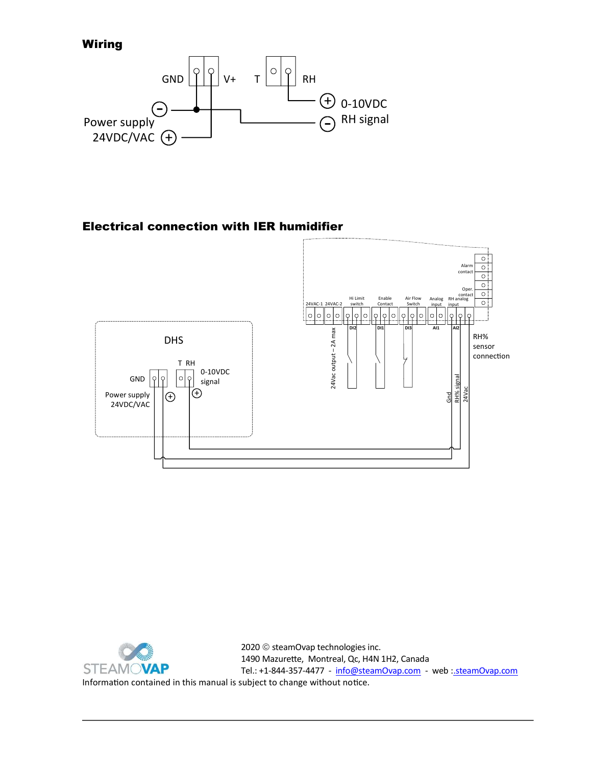## Wiring

GND

V+

T

RH

Power supply 24VDC/VAC

0-10VDC RH signal

## Electrical connection with IER humidifier

DHS

GND

T RH

0-10VDC signal

Power supply 24VDC/VAC

24VAC-1 24VAC-2

Hi Limit switch

Enable Contact

Air Flow Switch

Analog input

RH analog input

Alarm contact

Oper. contact

DI2

DI1

DI3

AI1

AI2

24Vac output – 2A max

Gnd

RH% signal

24Vac

RH% sensor connection

2020 © steamOvap technologies inc.
1490 Mazurette, Montreal, Qc, H4N 1H2, Canada
Tel.: +1-844-357-4477 - info@steamOvap.com - web : steamOvap.com

Information contained in this manual is subject to change without notice.